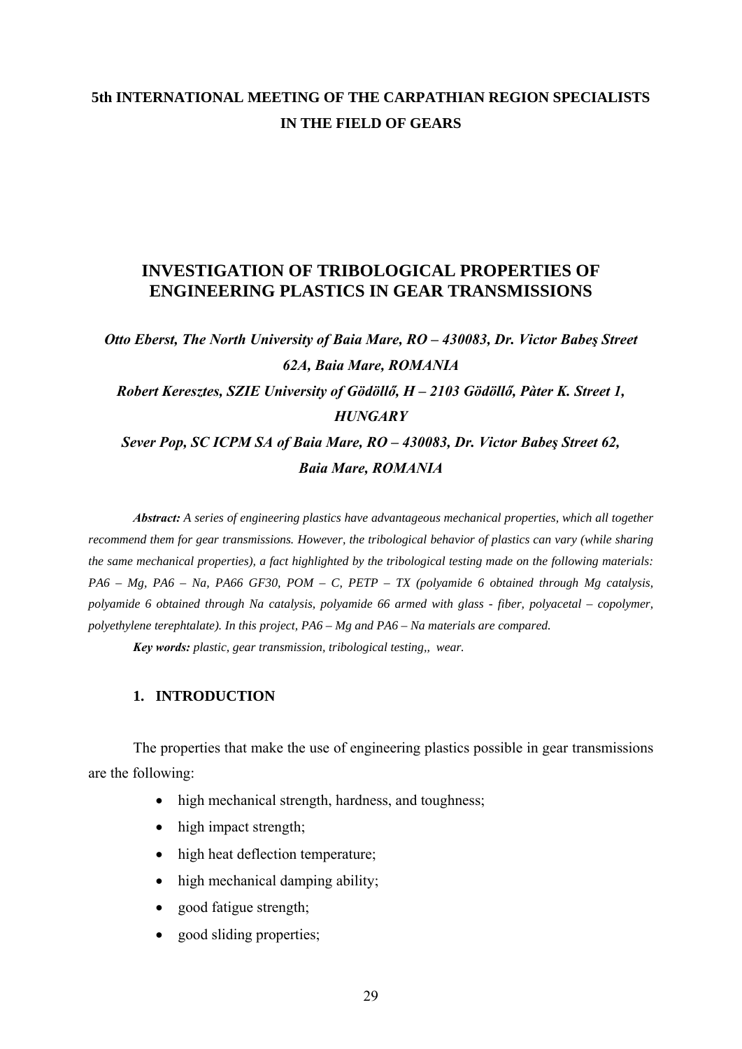**5th INTERNATIONAL MEETING OF THE CARPATHIAN REGION SPECIALISTS IN THE FIELD OF GEARS**

# INVESTIGATION OF TRIBOLOGICAL PROPERTIES OF ENGINEERING PLASTICS IN GEAR TRANSMISSIONS

***Otto Eberst, The North University of Baia Mare, RO – 430083, Dr. Victor Babeş Street 62A, Baia Mare, ROMANIA***

***Robert Keresztes, SZIE University of Gödöllő, H – 2103 Gödöllő, Pàter K. Street 1, HUNGARY***

***Sever Pop, SC ICPM SA of Baia Mare, RO – 430083, Dr. Victor Babeş Street 62, Baia Mare, ROMANIA***

***Abstract:*** *A series of engineering plastics have advantageous mechanical properties, which all together recommend them for gear transmissions. However, the tribological behavior of plastics can vary (while sharing the same mechanical properties), a fact highlighted by the tribological testing made on the following materials: PA6 – Mg, PA6 – Na, PA66 GF30, POM – C, PETP – TX (polyamide 6 obtained through Mg catalysis, polyamide 6 obtained through Na catalysis, polyamide 66 armed with glass - fiber, polyacetal – copolymer, polyethylene terephtalate). In this project, PA6 – Mg and PA6 – Na materials are compared.*

***Key words:*** *plastic, gear transmission, tribological testing,, wear.*

## 1. INTRODUCTION

The properties that make the use of engineering plastics possible in gear transmissions are the following:

- high mechanical strength, hardness, and toughness;
- high impact strength;
- high heat deflection temperature;
- high mechanical damping ability;
- good fatigue strength;
- good sliding properties;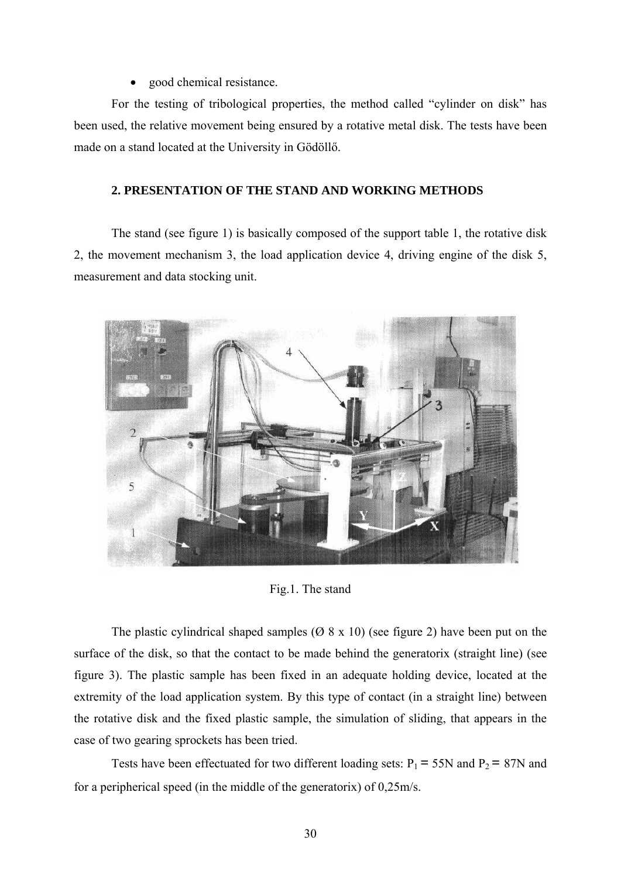- good chemical resistance.

For the testing of tribological properties, the method called “cylinder on disk” has been used, the relative movement being ensured by a rotative metal disk. The tests have been made on a stand located at the University in Gödöllő.

## 2. PRESENTATION OF THE STAND AND WORKING METHODS

The stand (see figure 1) is basically composed of the support table 1, the rotative disk 2, the movement mechanism 3, the load application device 4, driving engine of the disk 5, measurement and data stocking unit.

Fig.1. The stand

The plastic cylindrical shaped samples (Ø 8 x 10) (see figure 2) have been put on the surface of the disk, so that the contact to be made behind the generatorix (straight line) (see figure 3). The plastic sample has been fixed in an adequate holding device, located at the extremity of the load application system. By this type of contact (in a straight line) between the rotative disk and the fixed plastic sample, the simulation of sliding, that appears in the case of two gearing sprockets has been tried.

Tests have been effectuated for two different loading sets: $P_1 = 55N$ and $P_2 = 87N$ and for a peripherical speed (in the middle of the generatorix) of 0,25m/s.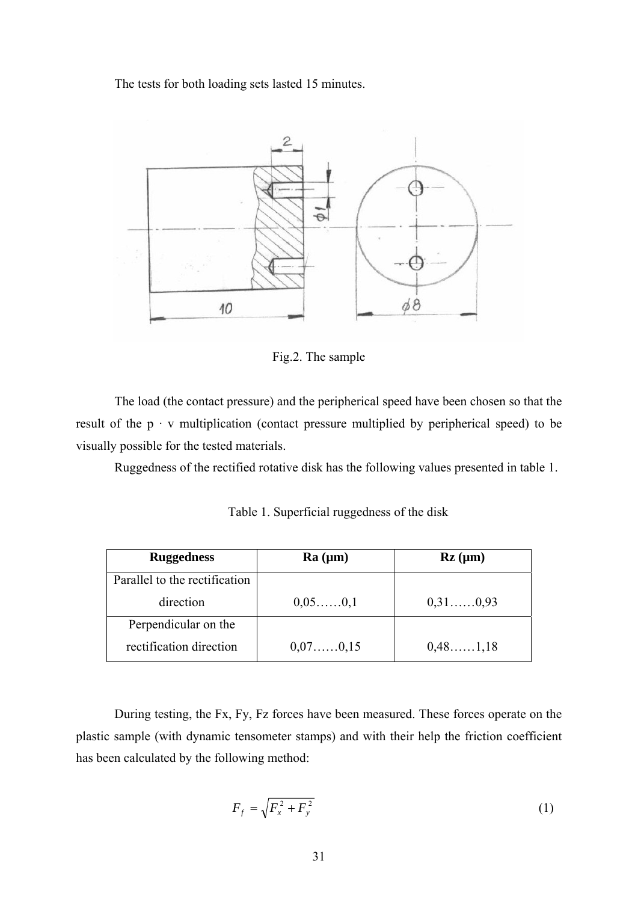The tests for both loading sets lasted 15 minutes.

Fig.2. The sample

The load (the contact pressure) and the peripherical speed have been chosen so that the result of the p · v multiplication (contact pressure multiplied by peripherical speed) to be visually possible for the tested materials.

Ruggedness of the rectified rotative disk has the following values presented in table 1.

Table 1. Superficial ruggedness of the disk

| Ruggedness | Ra (μm) | Rz (μm) |
|---|---|---|
| Parallel to the rectification direction | 0,05……0,1 | 0,31……0,93 |
| Perpendicular on the rectification direction | 0,07……0,15 | 0,48……1,18 |

During testing, the Fx, Fy, Fz forces have been measured. These forces operate on the plastic sample (with dynamic tensometer stamps) and with their help the friction coefficient has been calculated by the following method:

$$F_f = \sqrt{F_x^2 + F_y^2} \tag{1}$$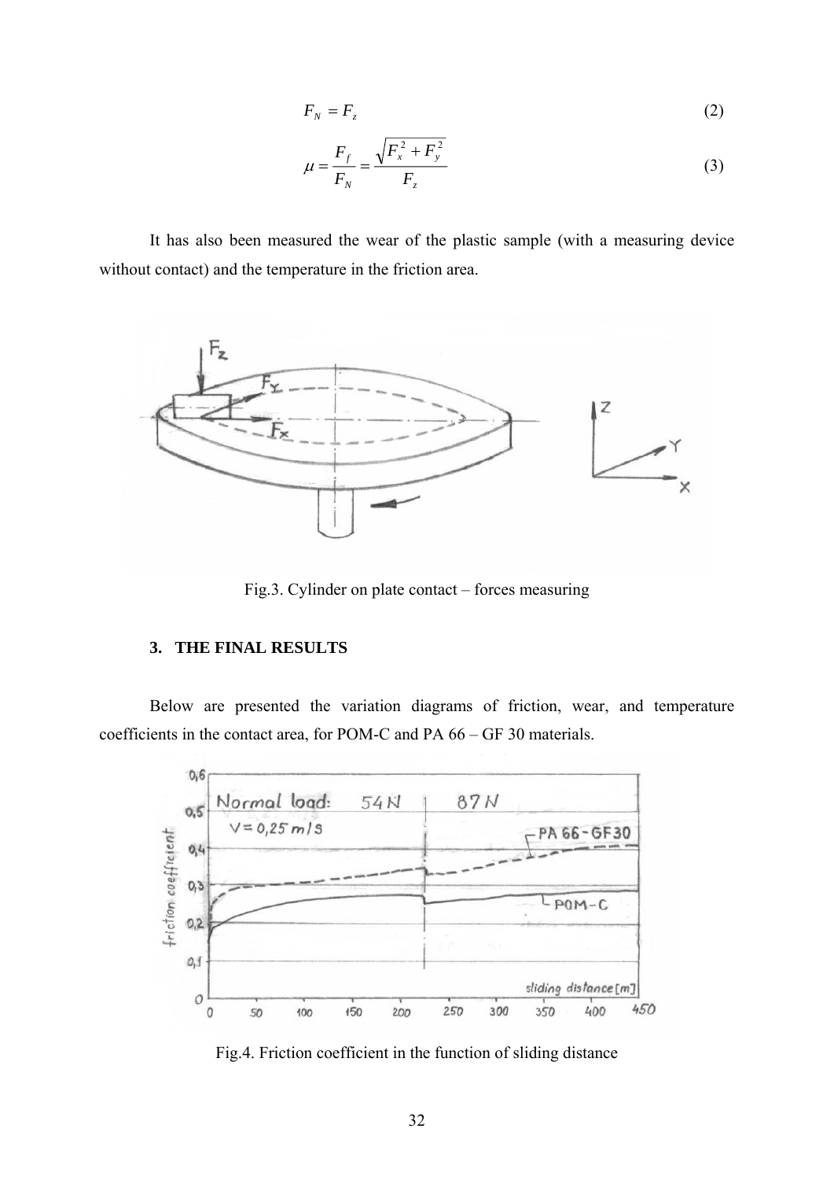$$F_N = F_z \tag{2}$$

$$\mu = \frac{F_f}{F_N} = \frac{\sqrt{F_x^2 + F_y^2}}{F_z} \tag{3}$$

It has also been measured the wear of the plastic sample (with a measuring device without contact) and the temperature in the friction area.

Fig.3. Cylinder on plate contact – forces measuring

### 3. THE FINAL RESULTS

Below are presented the variation diagrams of friction, wear, and temperature coefficients in the contact area, for POM-C and PA 66 – GF 30 materials.

Fig.4. Friction coefficient in the function of sliding distance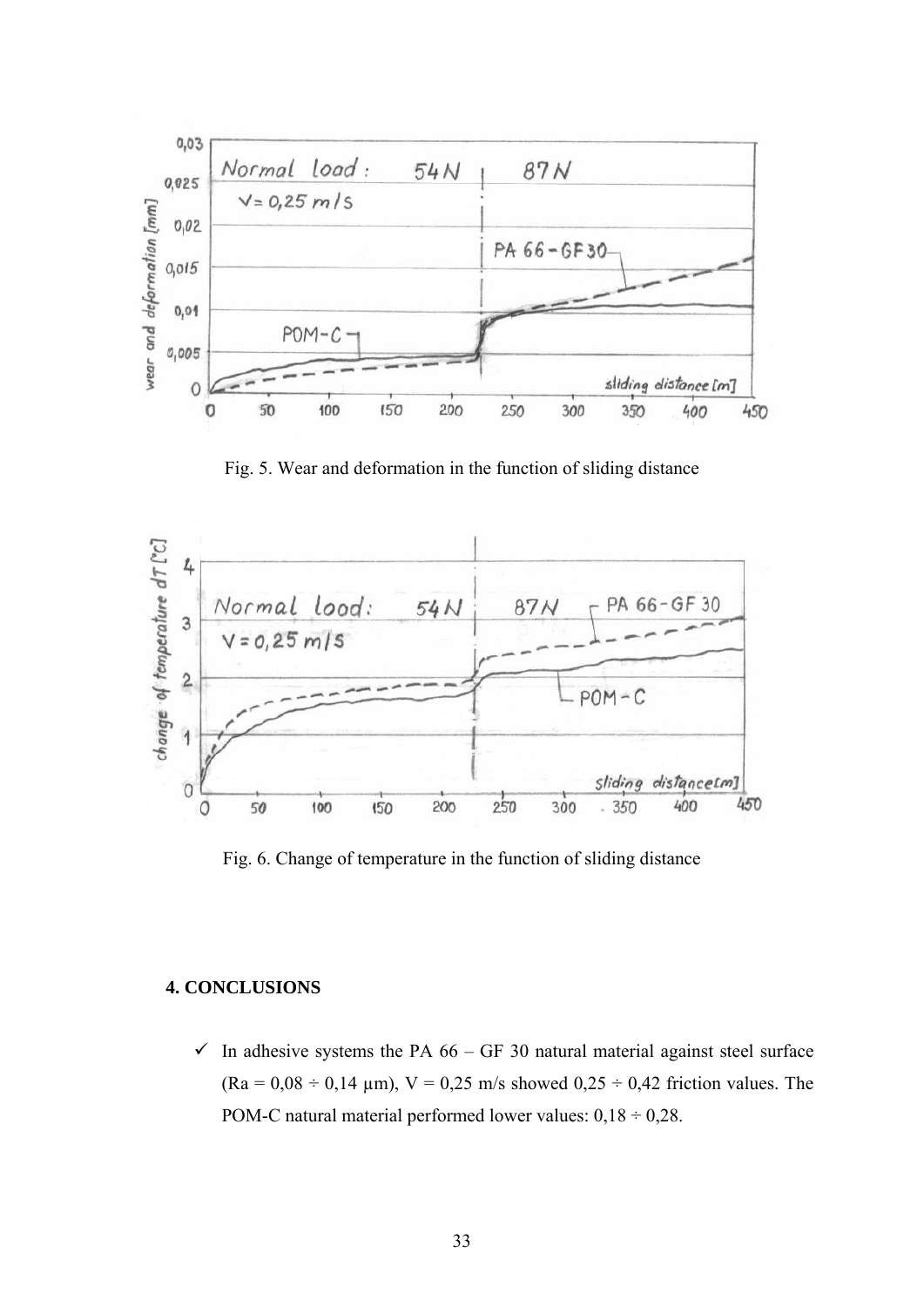Fig. 5. Wear and deformation in the function of sliding distance

Fig. 6. Change of temperature in the function of sliding distance

## 4. CONCLUSIONS

- ✓ In adhesive systems the PA 66 – GF 30 natural material against steel surface (Ra = 0,08 ÷ 0,14 μm), V = 0,25 m/s showed 0,25 ÷ 0,42 friction values. The POM-C natural material performed lower values: 0,18 ÷ 0,28.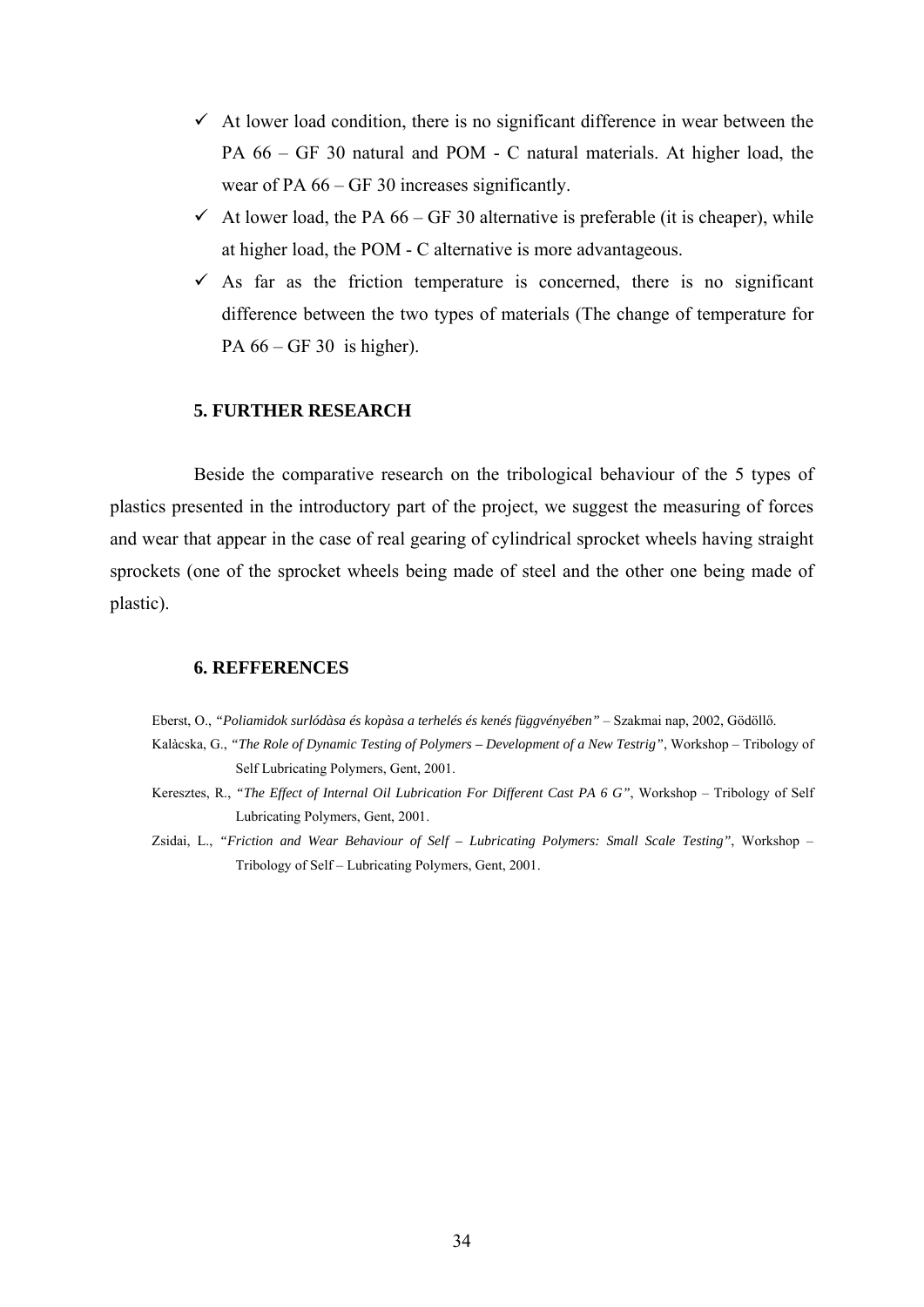- ✓ At lower load condition, there is no significant difference in wear between the PA 66 – GF 30 natural and POM - C natural materials. At higher load, the wear of PA 66 – GF 30 increases significantly.
- ✓ At lower load, the PA 66 – GF 30 alternative is preferable (it is cheaper), while at higher load, the POM - C alternative is more advantageous.
- ✓ As far as the friction temperature is concerned, there is no significant difference between the two types of materials (The change of temperature for PA 66 – GF 30 is higher).

### 5. FURTHER RESEARCH

Beside the comparative research on the tribological behaviour of the 5 types of plastics presented in the introductory part of the project, we suggest the measuring of forces and wear that appear in the case of real gearing of cylindrical sprocket wheels having straight sprockets (one of the sprocket wheels being made of steel and the other one being made of plastic).

### 6. REFFERENCES

Eberst, O., *"Poliamidok surlódàsa és kopàsa a terhelés és kenés függvényében"* – Szakmai nap, 2002, Gödöllő.

Kalàcska, G., *"The Role of Dynamic Testing of Polymers – Development of a New Testrig"*, Workshop – Tribology of Self Lubricating Polymers, Gent, 2001.

Keresztes, R., *"The Effect of Internal Oil Lubrication For Different Cast PA 6 G"*, Workshop – Tribology of Self Lubricating Polymers, Gent, 2001.

Zsidai, L., *"Friction and Wear Behaviour of Self – Lubricating Polymers: Small Scale Testing"*, Workshop – Tribology of Self – Lubricating Polymers, Gent, 2001.